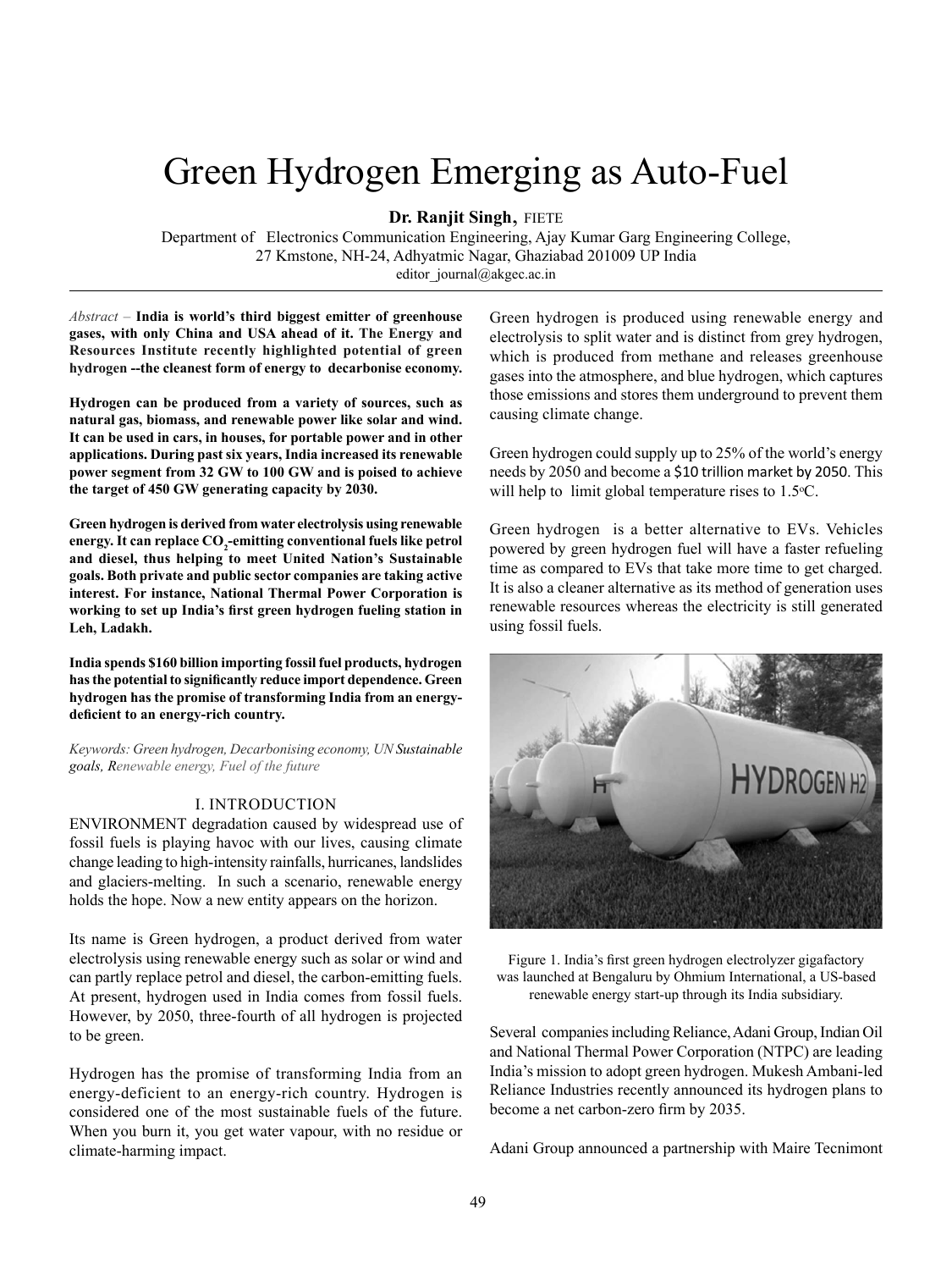# Green Hydrogen Emerging as Auto-Fuel

**Dr. Ranjit Singh,** FIETE

Department of Electronics Communication Engineering, Ajay Kumar Garg Engineering College, 27 Kmstone, NH-24, Adhyatmic Nagar, Ghaziabad 201009 UP India

editor_journal@akgec.ac.in

---

*Abstract* – **India is world's third biggest emitter of greenhouse gases, with only China and USA ahead of it. The Energy and Resources Institute recently highlighted potential of green hydrogen --the cleanest form of energy to decarbonise economy.**

**Hydrogen can be produced from a variety of sources, such as natural gas, biomass, and renewable power like solar and wind. It can be used in cars, in houses, for portable power and in other applications. During past six years, India increased its renewable power segment from 32 GW to 100 GW and is poised to achieve the target of 450 GW generating capacity by 2030.**

**Green hydrogen is derived from water electrolysis using renewable energy. It can replace $CO_2$-emitting conventional fuels like petrol and diesel, thus helping to meet United Nation's Sustainable goals. Both private and public sector companies are taking active interest. For instance, National Thermal Power Corporation is working to set up India's first green hydrogen fueling station in Leh, Ladakh.**

**India spends $160 billion importing fossil fuel products, hydrogen has the potential to significantly reduce import dependence. Green hydrogen has the promise of transforming India from an energy-deficient to an energy-rich country.**

*Keywords: Green hydrogen, Decarbonising economy, UN Sustainable goals, Renewable energy, Fuel of the future*

## I. INTRODUCTION

ENVIRONMENT degradation caused by widespread use of fossil fuels is playing havoc with our lives, causing climate change leading to high-intensity rainfalls, hurricanes, landslides and glaciers-melting. In such a scenario, renewable energy holds the hope. Now a new entity appears on the horizon.

Its name is Green hydrogen, a product derived from water electrolysis using renewable energy such as solar or wind and can partly replace petrol and diesel, the carbon-emitting fuels. At present, hydrogen used in India comes from fossil fuels. However, by 2050, three-fourth of all hydrogen is projected to be green.

Hydrogen has the promise of transforming India from an energy-deficient to an energy-rich country. Hydrogen is considered one of the most sustainable fuels of the future. When you burn it, you get water vapour, with no residue or climate-harming impact.

Green hydrogen is produced using renewable energy and electrolysis to split water and is distinct from grey hydrogen, which is produced from methane and releases greenhouse gases into the atmosphere, and blue hydrogen, which captures those emissions and stores them underground to prevent them causing climate change.

Green hydrogen could supply up to 25% of the world's energy needs by 2050 and become a $10 trillion market by 2050. This will help to limit global temperature rises to 1.5°C.

Green hydrogen is a better alternative to EVs. Vehicles powered by green hydrogen fuel will have a faster refueling time as compared to EVs that take more time to get charged. It is also a cleaner alternative as its method of generation uses renewable resources whereas the electricity is still generated using fossil fuels.

Figure 1. India's first green hydrogen electrolyzer gigafactory was launched at Bengaluru by Ohmium International, a US-based renewable energy start-up through its India subsidiary.

Several companies including Reliance, Adani Group, Indian Oil and National Thermal Power Corporation (NTPC) are leading India's mission to adopt green hydrogen. Mukesh Ambani-led Reliance Industries recently announced its hydrogen plans to become a net carbon-zero firm by 2035.

Adani Group announced a partnership with Maire Tecnimont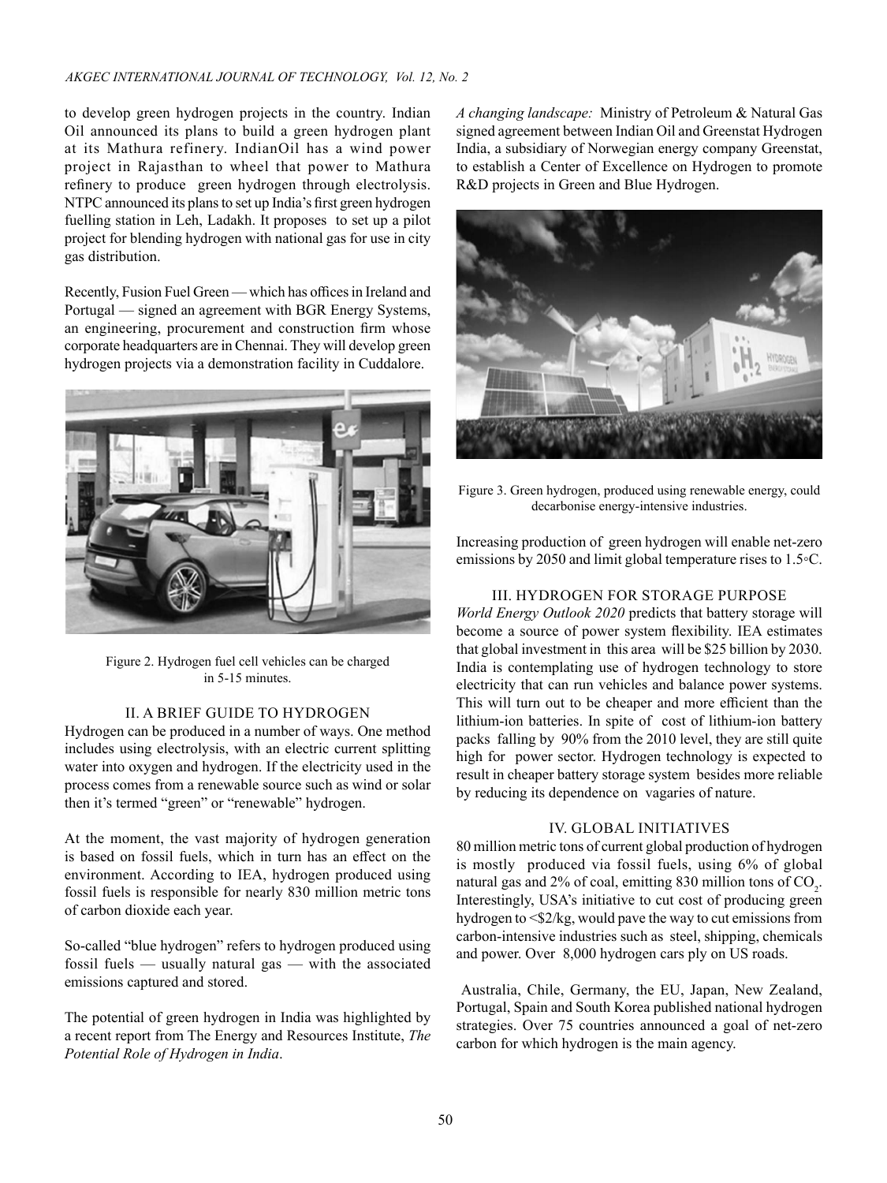to develop green hydrogen projects in the country. Indian Oil announced its plans to build a green hydrogen plant at its Mathura refinery. IndianOil has a wind power project in Rajasthan to wheel that power to Mathura refinery to produce green hydrogen through electrolysis. NTPC announced its plans to set up India's first green hydrogen fuelling station in Leh, Ladakh. It proposes to set up a pilot project for blending hydrogen with national gas for use in city gas distribution.

Recently, Fusion Fuel Green — which has offices in Ireland and Portugal — signed an agreement with BGR Energy Systems, an engineering, procurement and construction firm whose corporate headquarters are in Chennai. They will develop green hydrogen projects via a demonstration facility in Cuddalore.

Figure 2. Hydrogen fuel cell vehicles can be charged in 5-15 minutes.

## II. A BRIEF GUIDE TO HYDROGEN

Hydrogen can be produced in a number of ways. One method includes using electrolysis, with an electric current splitting water into oxygen and hydrogen. If the electricity used in the process comes from a renewable source such as wind or solar then it's termed "green" or "renewable" hydrogen.

At the moment, the vast majority of hydrogen generation is based on fossil fuels, which in turn has an effect on the environment. According to IEA, hydrogen produced using fossil fuels is responsible for nearly 830 million metric tons of carbon dioxide each year.

So-called "blue hydrogen" refers to hydrogen produced using fossil fuels — usually natural gas — with the associated emissions captured and stored.

The potential of green hydrogen in India was highlighted by a recent report from The Energy and Resources Institute, *The Potential Role of Hydrogen in India*.

*A changing landscape:* Ministry of Petroleum & Natural Gas signed agreement between Indian Oil and Greenstat Hydrogen India, a subsidiary of Norwegian energy company Greenstat, to establish a Center of Excellence on Hydrogen to promote R&D projects in Green and Blue Hydrogen.

Figure 3. Green hydrogen, produced using renewable energy, could decarbonise energy-intensive industries.

Increasing production of green hydrogen will enable net-zero emissions by 2050 and limit global temperature rises to 1.5°C.

## III. HYDROGEN FOR STORAGE PURPOSE

*World Energy Outlook 2020* predicts that battery storage will become a source of power system flexibility. IEA estimates that global investment in this area will be $25 billion by 2030. India is contemplating use of hydrogen technology to store electricity that can run vehicles and balance power systems. This will turn out to be cheaper and more efficient than the lithium-ion batteries. In spite of cost of lithium-ion battery packs falling by 90% from the 2010 level, they are still quite high for power sector. Hydrogen technology is expected to result in cheaper battery storage system besides more reliable by reducing its dependence on vagaries of nature.

## IV. GLOBAL INITIATIVES

80 million metric tons of current global production of hydrogen is mostly produced via fossil fuels, using 6% of global natural gas and 2% of coal, emitting 830 million tons of $CO_2$. Interestingly, USA's initiative to cut cost of producing green hydrogen to <$2/kg, would pave the way to cut emissions from carbon-intensive industries such as steel, shipping, chemicals and power. Over 8,000 hydrogen cars ply on US roads.

Australia, Chile, Germany, the EU, Japan, New Zealand, Portugal, Spain and South Korea published national hydrogen strategies. Over 75 countries announced a goal of net-zero carbon for which hydrogen is the main agency.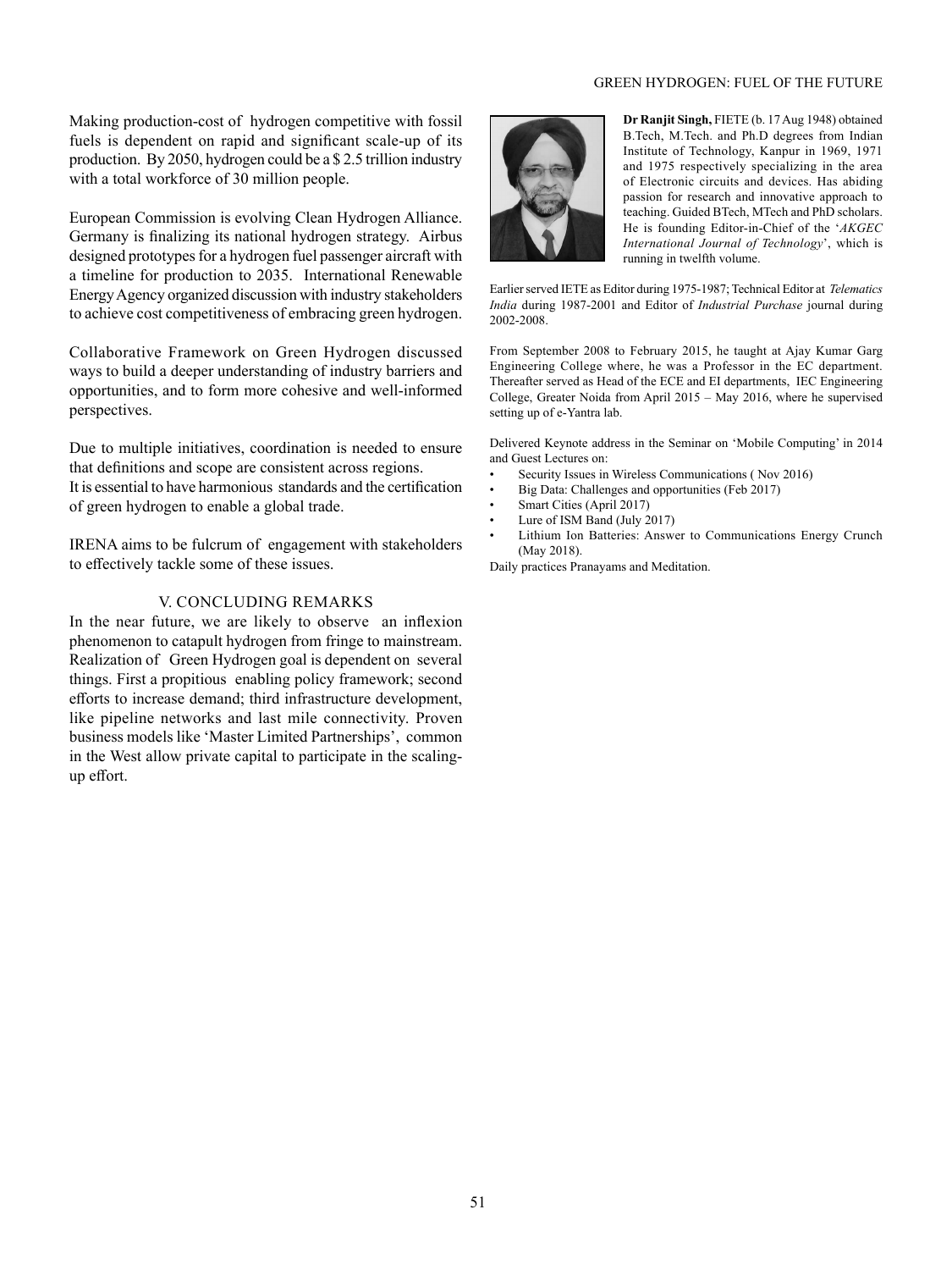Making production-cost of hydrogen competitive with fossil fuels is dependent on rapid and significant scale-up of its production. By 2050, hydrogen could be a $ 2.5 trillion industry with a total workforce of 30 million people.

European Commission is evolving Clean Hydrogen Alliance. Germany is finalizing its national hydrogen strategy. Airbus designed prototypes for a hydrogen fuel passenger aircraft with a timeline for production to 2035. International Renewable Energy Agency organized discussion with industry stakeholders to achieve cost competitiveness of embracing green hydrogen.

Collaborative Framework on Green Hydrogen discussed ways to build a deeper understanding of industry barriers and opportunities, and to form more cohesive and well-informed perspectives.

Due to multiple initiatives, coordination is needed to ensure that definitions and scope are consistent across regions.
It is essential to have harmonious standards and the certification of green hydrogen to enable a global trade.

IRENA aims to be fulcrum of engagement with stakeholders to effectively tackle some of these issues.

## V. CONCLUDING REMARKS

In the near future, we are likely to observe an inflexion phenomenon to catapult hydrogen from fringe to mainstream. Realization of Green Hydrogen goal is dependent on several things. First a propitious enabling policy framework; second efforts to increase demand; third infrastructure development, like pipeline networks and last mile connectivity. Proven business models like 'Master Limited Partnerships', common in the West allow private capital to participate in the scaling-up effort.

**Dr Ranjit Singh,** FIETE (b. 17 Aug 1948) obtained B.Tech, M.Tech. and Ph.D degrees from Indian Institute of Technology, Kanpur in 1969, 1971 and 1975 respectively specializing in the area of Electronic circuits and devices. Has abiding passion for research and innovative approach to teaching. Guided BTech, MTech and PhD scholars. He is founding Editor-in-Chief of the '*AKGEC International Journal of Technology*', which is running in twelfth volume.

Earlier served IETE as Editor during 1975-1987; Technical Editor at *Telematics India* during 1987-2001 and Editor of *Industrial Purchase* journal during 2002-2008.

From September 2008 to February 2015, he taught at Ajay Kumar Garg Engineering College where, he was a Professor in the EC department. Thereafter served as Head of the ECE and EI departments, IEC Engineering College, Greater Noida from April 2015 – May 2016, where he supervised setting up of e-Yantra lab.

Delivered Keynote address in the Seminar on 'Mobile Computing' in 2014 and Guest Lectures on:

- Security Issues in Wireless Communications ( Nov 2016)
- Big Data: Challenges and opportunities (Feb 2017)
- Smart Cities (April 2017)
- Lure of ISM Band (July 2017)
- Lithium Ion Batteries: Answer to Communications Energy Crunch (May 2018).

Daily practices Pranayams and Meditation.